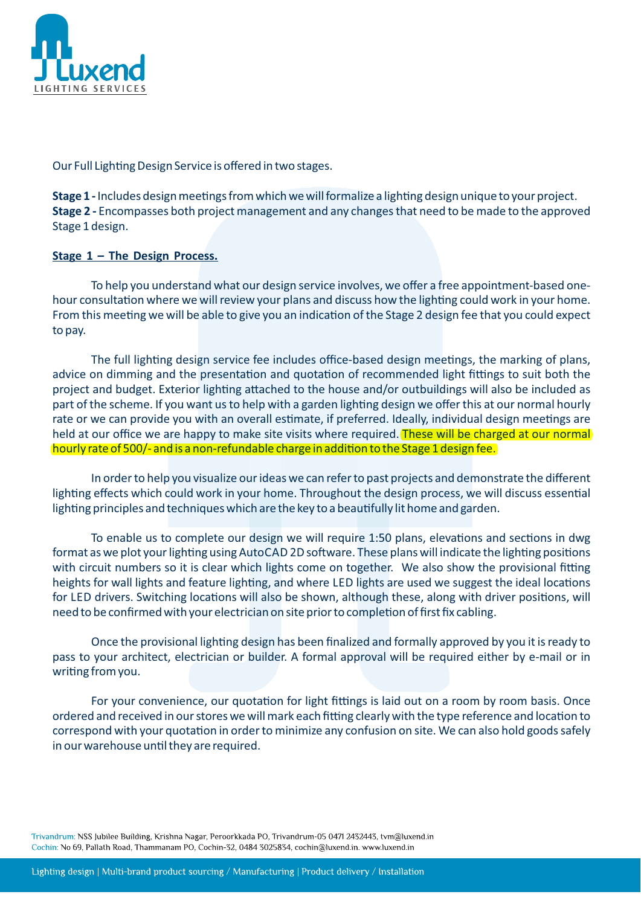Our Full Lighting Design Service is offered in two stages.

**Stage 1 -** Includes design meetings from which we will formalize a lighting design unique to your project.
**Stage 2 -** Encompasses both project management and any changes that need to be made to the approved Stage 1 design.

**Stage 1 – The Design Process.**

To help you understand what our design service involves, we offer a free appointment-based one-hour consultation where we will review your plans and discuss how the lighting could work in your home. From this meeting we will be able to give you an indication of the Stage 2 design fee that you could expect to pay.

The full lighting design service fee includes office-based design meetings, the marking of plans, advice on dimming and the presentation and quotation of recommended light fittings to suit both the project and budget. Exterior lighting attached to the house and/or outbuildings will also be included as part of the scheme. If you want us to help with a garden lighting design we offer this at our normal hourly rate or we can provide you with an overall estimate, if preferred. Ideally, individual design meetings are held at our office we are happy to make site visits where required. These will be charged at our normal hourly rate of 500/- and is a non-refundable charge in addition to the Stage 1 design fee.

In order to help you visualize our ideas we can refer to past projects and demonstrate the different lighting effects which could work in your home. Throughout the design process, we will discuss essential lighting principles and techniques which are the key to a beautifully lit home and garden.

To enable us to complete our design we will require 1:50 plans, elevations and sections in dwg format as we plot your lighting using AutoCAD 2D software. These plans will indicate the lighting positions with circuit numbers so it is clear which lights come on together. We also show the provisional fitting heights for wall lights and feature lighting, and where LED lights are used we suggest the ideal locations for LED drivers. Switching locations will also be shown, although these, along with driver positions, will need to be confirmed with your electrician on site prior to completion of first fix cabling.

Once the provisional lighting design has been finalized and formally approved by you it is ready to pass to your architect, electrician or builder. A formal approval will be required either by e-mail or in writing from you.

For your convenience, our quotation for light fittings is laid out on a room by room basis. Once ordered and received in our stores we will mark each fitting clearly with the type reference and location to correspond with your quotation in order to minimize any confusion on site. We can also hold goods safely in our warehouse until they are required.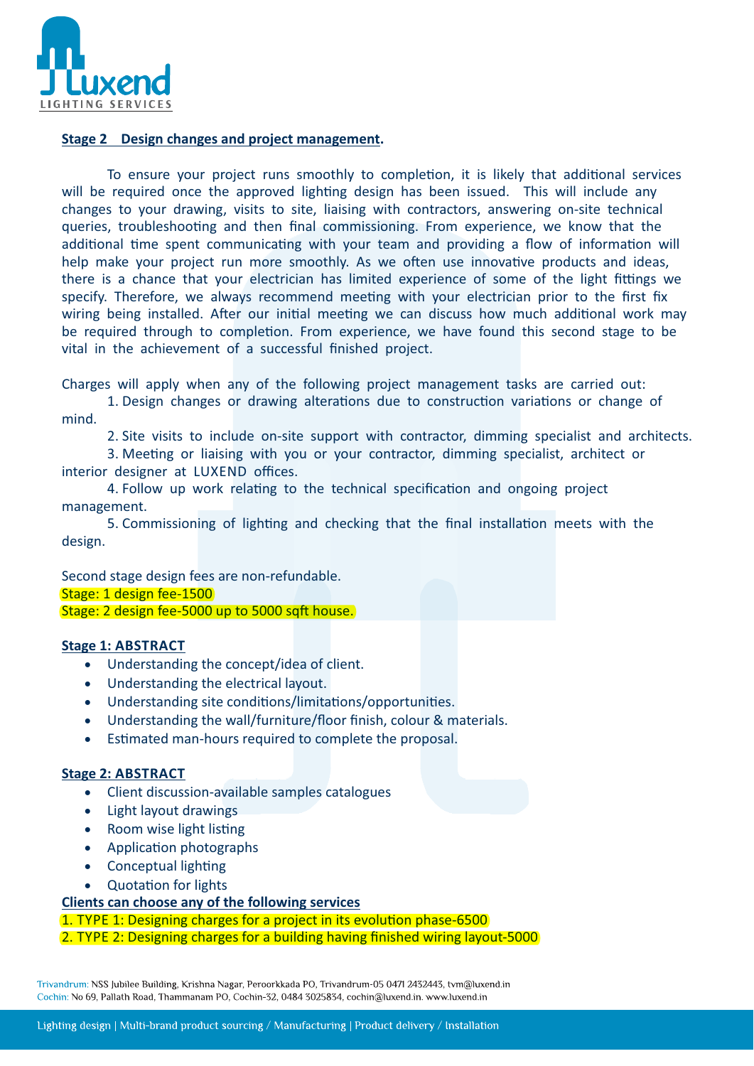**Stage 2 Design changes and project management.**

To ensure your project runs smoothly to completion, it is likely that additional services will be required once the approved lighting design has been issued. This will include any changes to your drawing, visits to site, liaising with contractors, answering on-site technical queries, troubleshooting and then final commissioning. From experience, we know that the additional time spent communicating with your team and providing a flow of information will help make your project run more smoothly. As we often use innovative products and ideas, there is a chance that your electrician has limited experience of some of the light fittings we specify. Therefore, we always recommend meeting with your electrician prior to the first fix wiring being installed. After our initial meeting we can discuss how much additional work may be required through to completion. From experience, we have found this second stage to be vital in the achievement of a successful finished project.

Charges will apply when any of the following project management tasks are carried out:

1. Design changes or drawing alterations due to construction variations or change of mind.
2. Site visits to include on-site support with contractor, dimming specialist and architects.
3. Meeting or liaising with you or your contractor, dimming specialist, architect or interior designer at LUXEND offices.
4. Follow up work relating to the technical specification and ongoing project management.
5. Commissioning of lighting and checking that the final installation meets with the design.

Second stage design fees are non-refundable.
Stage: 1 design fee-1500
Stage: 2 design fee-5000 up to 5000 sqft house.

**Stage 1: ABSTRACT**

- Understanding the concept/idea of client.
- Understanding the electrical layout.
- Understanding site conditions/limitations/opportunities.
- Understanding the wall/furniture/floor finish, colour & materials.
- Estimated man-hours required to complete the proposal.

**Stage 2: ABSTRACT**

- Client discussion-available samples catalogues
- Light layout drawings
- Room wise light listing
- Application photographs
- Conceptual lighting
- Quotation for lights

**Clients can choose any of the following services**

1. TYPE 1: Designing charges for a project in its evolution phase-6500
2. TYPE 2: Designing charges for a building having finished wiring layout-5000

Trivandrum: NSS Jubilee Building, Krishna Nagar, Peroorkkada PO, Trivandrum-05 0471 2432443, tvm@luxend.in
Cochin: No 69, Pallath Road, Thammanam PO, Cochin-32, 0484 3025834, cochin@luxend.in. www.luxend.in

Lighting design | Multi-brand product sourcing / Manufacturing | Product delivery / Installation